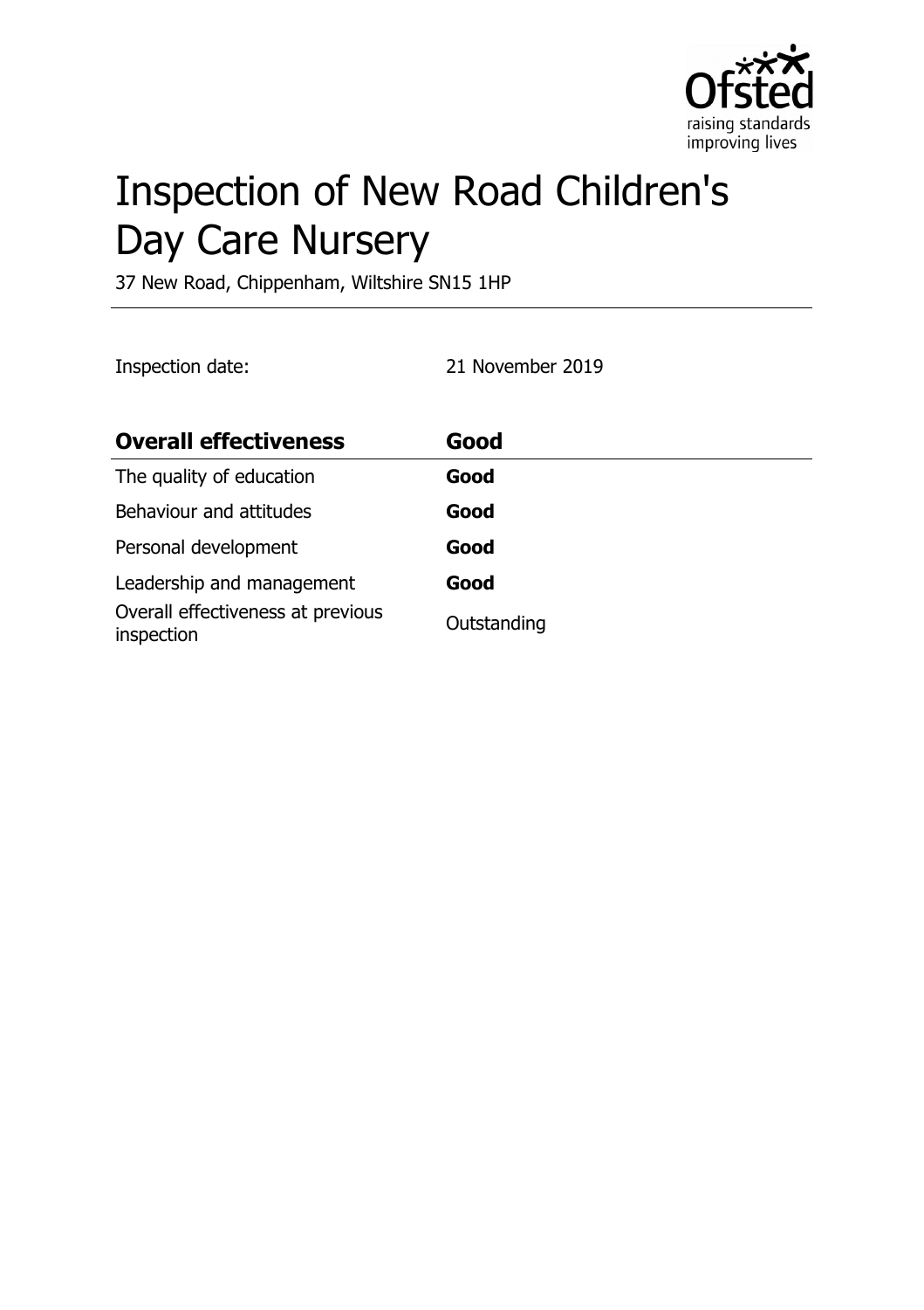# Inspection of New Road Children's Day Care Nursery

37 New Road, Chippenham, Wiltshire SN15 1HP

Inspection date: 21 November 2019

| Overall effectiveness | Good |
| --- | --- |
| The quality of education | **Good** |
| Behaviour and attitudes | **Good** |
| Personal development | **Good** |
| Leadership and management | **Good** |
| Overall effectiveness at previous inspection | Outstanding |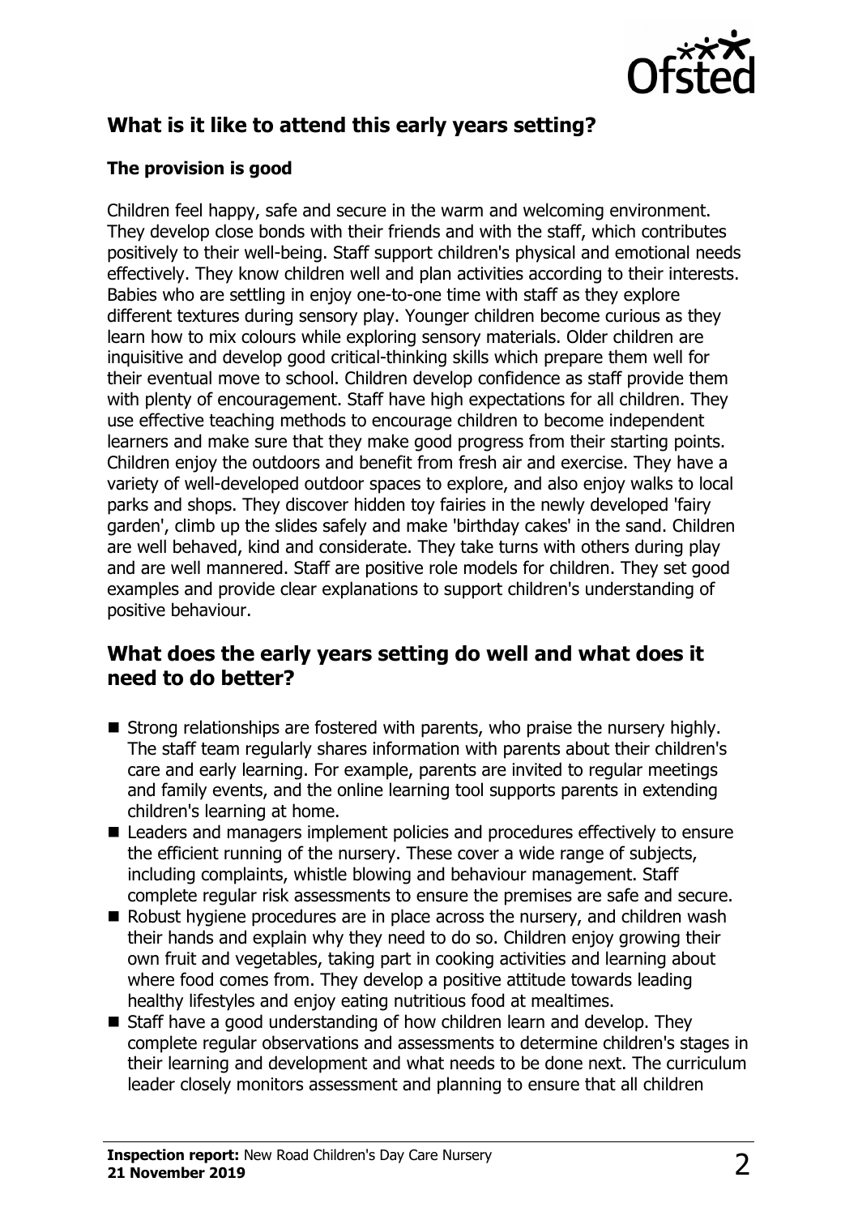## What is it like to attend this early years setting?

### The provision is good

Children feel happy, safe and secure in the warm and welcoming environment. They develop close bonds with their friends and with the staff, which contributes positively to their well-being. Staff support children's physical and emotional needs effectively. They know children well and plan activities according to their interests. Babies who are settling in enjoy one-to-one time with staff as they explore different textures during sensory play. Younger children become curious as they learn how to mix colours while exploring sensory materials. Older children are inquisitive and develop good critical-thinking skills which prepare them well for their eventual move to school. Children develop confidence as staff provide them with plenty of encouragement. Staff have high expectations for all children. They use effective teaching methods to encourage children to become independent learners and make sure that they make good progress from their starting points. Children enjoy the outdoors and benefit from fresh air and exercise. They have a variety of well-developed outdoor spaces to explore, and also enjoy walks to local parks and shops. They discover hidden toy fairies in the newly developed 'fairy garden', climb up the slides safely and make 'birthday cakes' in the sand. Children are well behaved, kind and considerate. They take turns with others during play and are well mannered. Staff are positive role models for children. They set good examples and provide clear explanations to support children's understanding of positive behaviour.

## What does the early years setting do well and what does it need to do better?

- Strong relationships are fostered with parents, who praise the nursery highly. The staff team regularly shares information with parents about their children's care and early learning. For example, parents are invited to regular meetings and family events, and the online learning tool supports parents in extending children's learning at home.
- Leaders and managers implement policies and procedures effectively to ensure the efficient running of the nursery. These cover a wide range of subjects, including complaints, whistle blowing and behaviour management. Staff complete regular risk assessments to ensure the premises are safe and secure.
- Robust hygiene procedures are in place across the nursery, and children wash their hands and explain why they need to do so. Children enjoy growing their own fruit and vegetables, taking part in cooking activities and learning about where food comes from. They develop a positive attitude towards leading healthy lifestyles and enjoy eating nutritious food at mealtimes.
- Staff have a good understanding of how children learn and develop. They complete regular observations and assessments to determine children's stages in their learning and development and what needs to be done next. The curriculum leader closely monitors assessment and planning to ensure that all children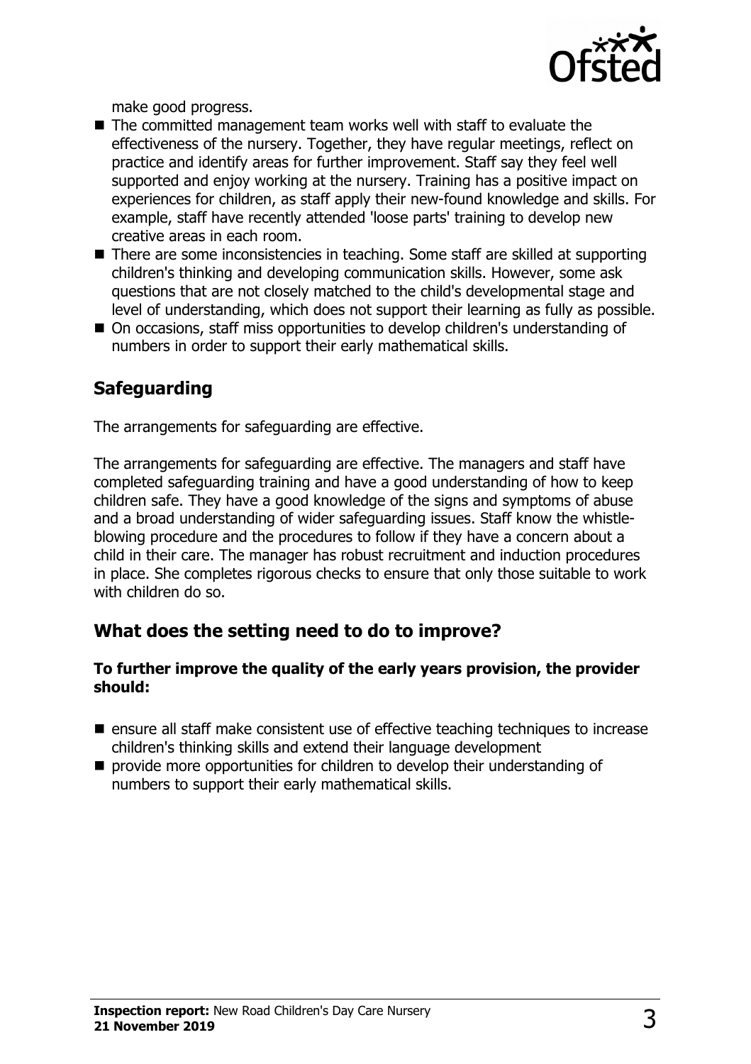make good progress.

- The committed management team works well with staff to evaluate the effectiveness of the nursery. Together, they have regular meetings, reflect on practice and identify areas for further improvement. Staff say they feel well supported and enjoy working at the nursery. Training has a positive impact on experiences for children, as staff apply their new-found knowledge and skills. For example, staff have recently attended 'loose parts' training to develop new creative areas in each room.
- There are some inconsistencies in teaching. Some staff are skilled at supporting children's thinking and developing communication skills. However, some ask questions that are not closely matched to the child's developmental stage and level of understanding, which does not support their learning as fully as possible.
- On occasions, staff miss opportunities to develop children's understanding of numbers in order to support their early mathematical skills.

## Safeguarding

The arrangements for safeguarding are effective.

The arrangements for safeguarding are effective. The managers and staff have completed safeguarding training and have a good understanding of how to keep children safe. They have a good knowledge of the signs and symptoms of abuse and a broad understanding of wider safeguarding issues. Staff know the whistle-blowing procedure and the procedures to follow if they have a concern about a child in their care. The manager has robust recruitment and induction procedures in place. She completes rigorous checks to ensure that only those suitable to work with children do so.

## What does the setting need to do to improve?

**To further improve the quality of the early years provision, the provider should:**

- ensure all staff make consistent use of effective teaching techniques to increase children's thinking skills and extend their language development
- provide more opportunities for children to develop their understanding of numbers to support their early mathematical skills.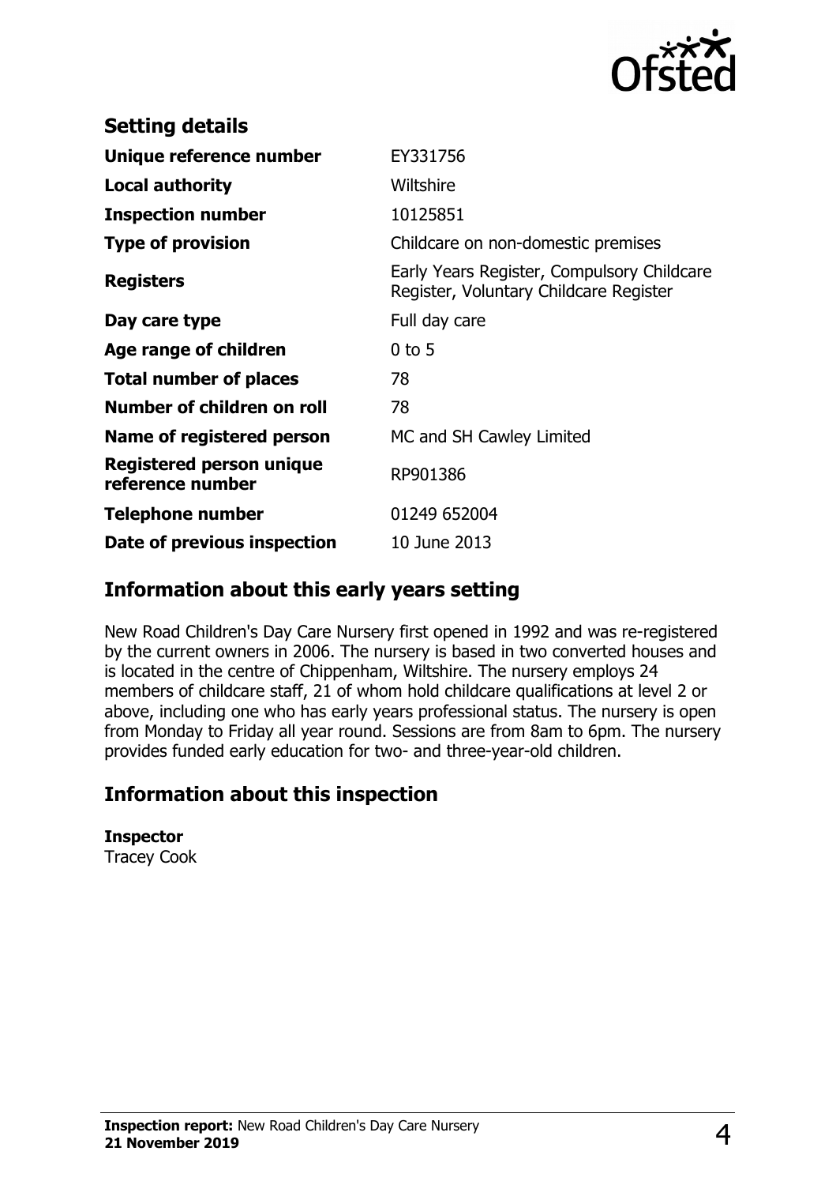## Setting details

| | |
|---|---|
| **Unique reference number** | EY331756 |
| **Local authority** | Wiltshire |
| **Inspection number** | 10125851 |
| **Type of provision** | Childcare on non-domestic premises |
| **Registers** | Early Years Register, Compulsory Childcare Register, Voluntary Childcare Register |
| **Day care type** | Full day care |
| **Age range of children** | 0 to 5 |
| **Total number of places** | 78 |
| **Number of children on roll** | 78 |
| **Name of registered person** | MC and SH Cawley Limited |
| **Registered person unique reference number** | RP901386 |
| **Telephone number** | 01249 652004 |
| **Date of previous inspection** | 10 June 2013 |

## Information about this early years setting

New Road Children's Day Care Nursery first opened in 1992 and was re-registered by the current owners in 2006. The nursery is based in two converted houses and is located in the centre of Chippenham, Wiltshire. The nursery employs 24 members of childcare staff, 21 of whom hold childcare qualifications at level 2 or above, including one who has early years professional status. The nursery is open from Monday to Friday all year round. Sessions are from 8am to 6pm. The nursery provides funded early education for two- and three-year-old children.

## Information about this inspection

**Inspector**
Tracey Cook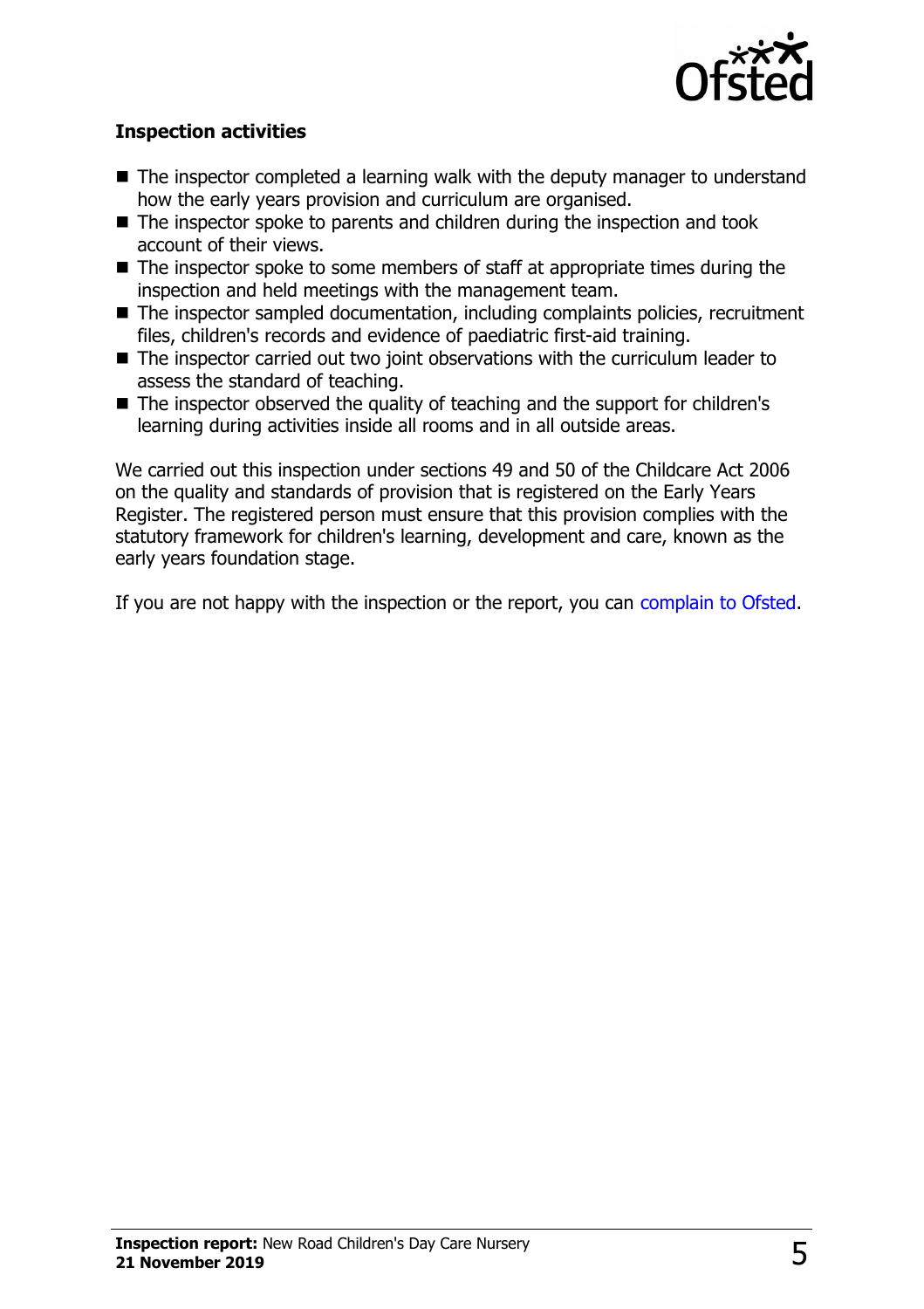### Inspection activities

- The inspector completed a learning walk with the deputy manager to understand how the early years provision and curriculum are organised.
- The inspector spoke to parents and children during the inspection and took account of their views.
- The inspector spoke to some members of staff at appropriate times during the inspection and held meetings with the management team.
- The inspector sampled documentation, including complaints policies, recruitment files, children's records and evidence of paediatric first-aid training.
- The inspector carried out two joint observations with the curriculum leader to assess the standard of teaching.
- The inspector observed the quality of teaching and the support for children's learning during activities inside all rooms and in all outside areas.

We carried out this inspection under sections 49 and 50 of the Childcare Act 2006 on the quality and standards of provision that is registered on the Early Years Register. The registered person must ensure that this provision complies with the statutory framework for children's learning, development and care, known as the early years foundation stage.

If you are not happy with the inspection or the report, you can complain to Ofsted.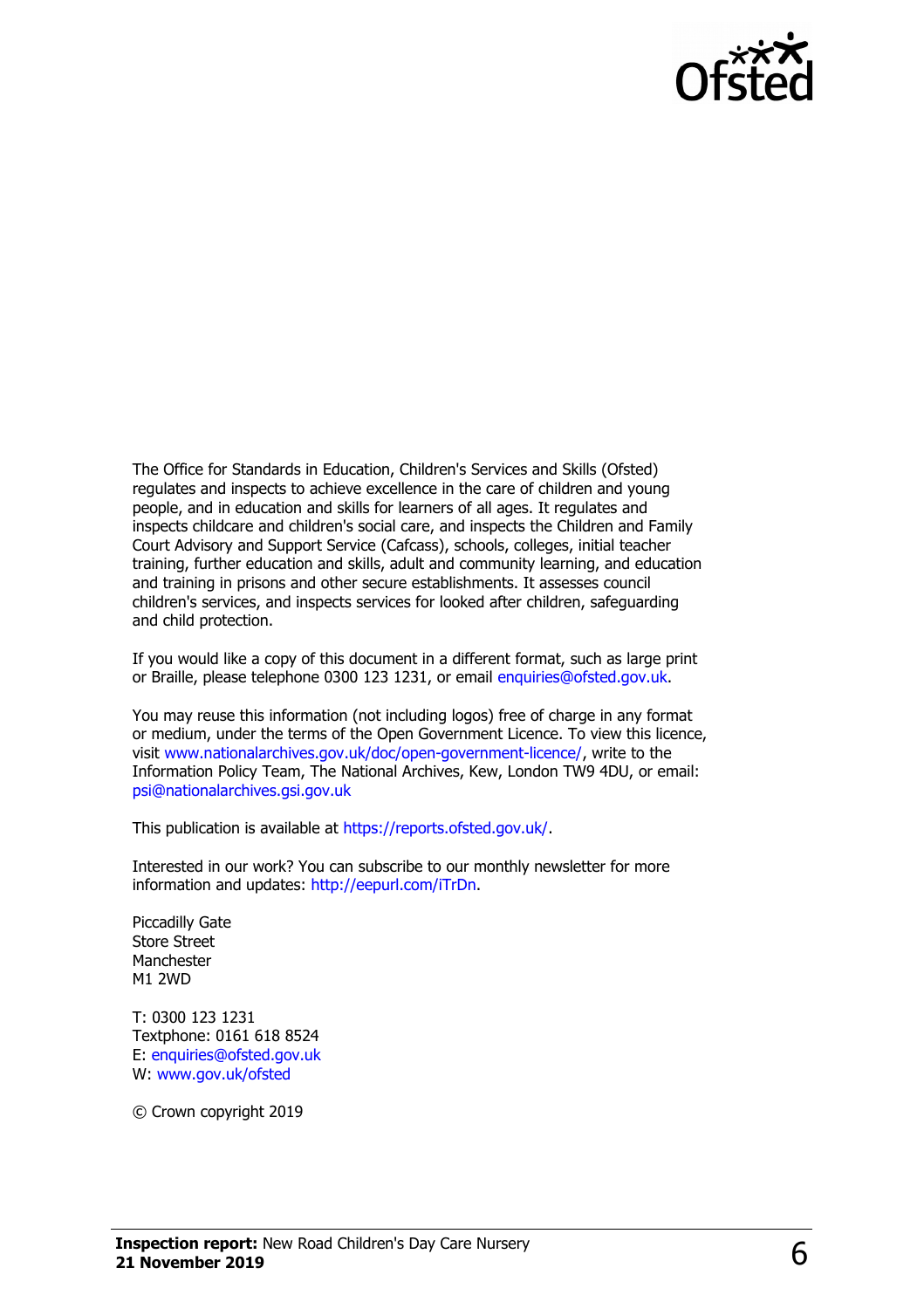The Office for Standards in Education, Children's Services and Skills (Ofsted) regulates and inspects to achieve excellence in the care of children and young people, and in education and skills for learners of all ages. It regulates and inspects childcare and children's social care, and inspects the Children and Family Court Advisory and Support Service (Cafcass), schools, colleges, initial teacher training, further education and skills, adult and community learning, and education and training in prisons and other secure establishments. It assesses council children's services, and inspects services for looked after children, safeguarding and child protection.

If you would like a copy of this document in a different format, such as large print or Braille, please telephone 0300 123 1231, or email enquiries@ofsted.gov.uk.

You may reuse this information (not including logos) free of charge in any format or medium, under the terms of the Open Government Licence. To view this licence, visit www.nationalarchives.gov.uk/doc/open-government-licence/, write to the Information Policy Team, The National Archives, Kew, London TW9 4DU, or email: psi@nationalarchives.gsi.gov.uk

This publication is available at https://reports.ofsted.gov.uk/.

Interested in our work? You can subscribe to our monthly newsletter for more information and updates: http://eepurl.com/iTrDn.

Piccadilly Gate
Store Street
Manchester
M1 2WD

T: 0300 123 1231
Textphone: 0161 618 8524
E: enquiries@ofsted.gov.uk
W: www.gov.uk/ofsted

© Crown copyright 2019